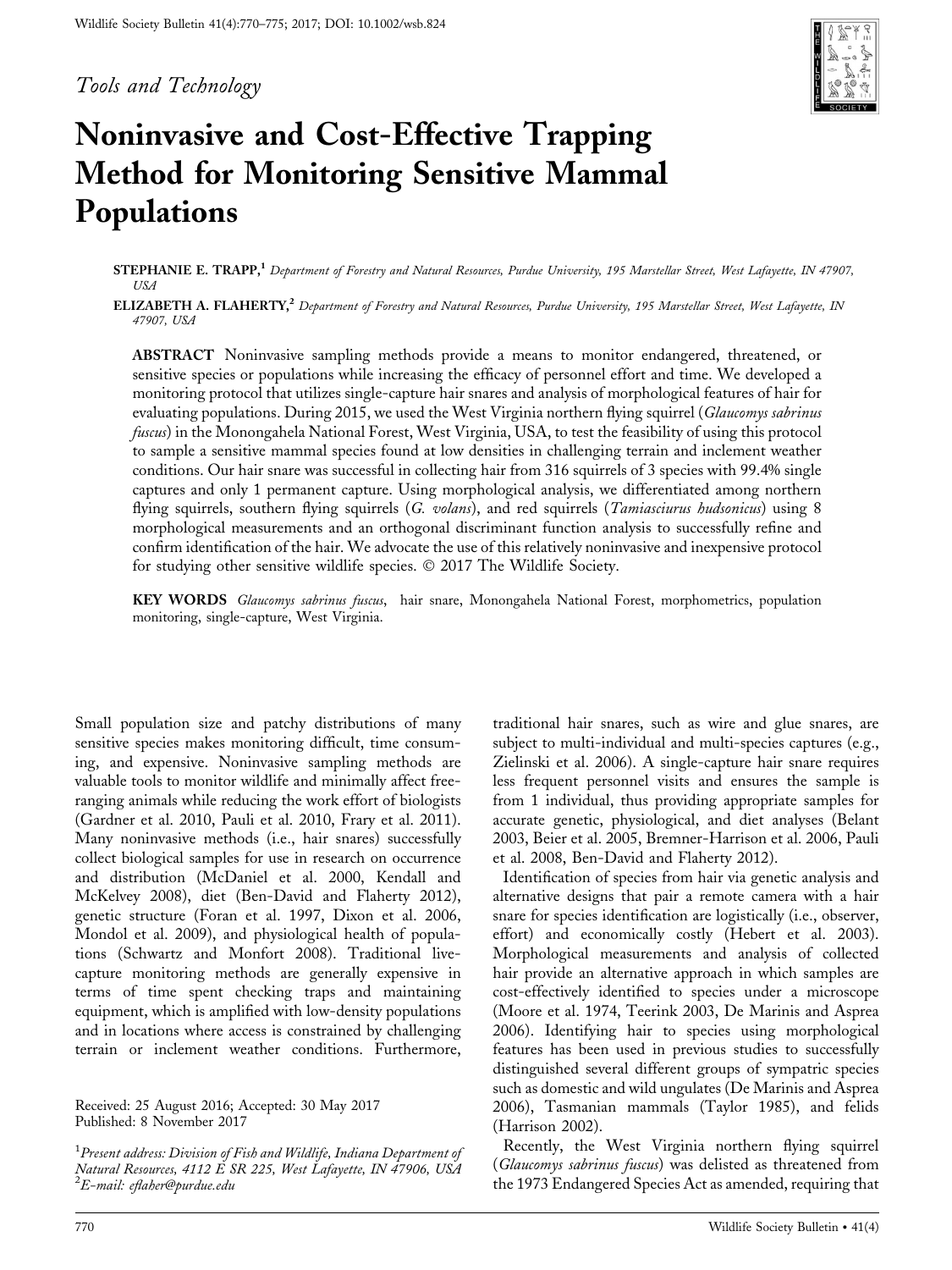*Tools and Technology*

# Noninvasive and Cost-Effective Trapping Method for Monitoring Sensitive Mammal Populations

**STEPHANIE E. TRAPP,**[1] *Department of Forestry and Natural Resources, Purdue University, 195 Marstellar Street, West Lafayette, IN 47907, USA*

**ELIZABETH A. FLAHERTY,**[2] *Department of Forestry and Natural Resources, Purdue University, 195 Marstellar Street, West Lafayette, IN 47907, USA*

**ABSTRACT** Noninvasive sampling methods provide a means to monitor endangered, threatened, or sensitive species or populations while increasing the efficacy of personnel effort and time. We developed a monitoring protocol that utilizes single-capture hair snares and analysis of morphological features of hair for evaluating populations. During 2015, we used the West Virginia northern flying squirrel (*Glaucomys sabrinus fuscus*) in the Monongahela National Forest, West Virginia, USA, to test the feasibility of using this protocol to sample a sensitive mammal species found at low densities in challenging terrain and inclement weather conditions. Our hair snare was successful in collecting hair from 316 squirrels of 3 species with 99.4% single captures and only 1 permanent capture. Using morphological analysis, we differentiated among northern flying squirrels, southern flying squirrels (*G. volans*), and red squirrels (*Tamiasciurus hudsonicus*) using 8 morphological measurements and an orthogonal discriminant function analysis to successfully refine and confirm identification of the hair. We advocate the use of this relatively noninvasive and inexpensive protocol for studying other sensitive wildlife species. © 2017 The Wildlife Society.

**KEY WORDS** *Glaucomys sabrinus fuscus*, hair snare, Monongahela National Forest, morphometrics, population monitoring, single-capture, West Virginia.

Small population size and patchy distributions of many sensitive species makes monitoring difficult, time consuming, and expensive. Noninvasive sampling methods are valuable tools to monitor wildlife and minimally affect free-ranging animals while reducing the work effort of biologists (Gardner et al. 2010, Pauli et al. 2010, Frary et al. 2011). Many noninvasive methods (i.e., hair snares) successfully collect biological samples for use in research on occurrence and distribution (McDaniel et al. 2000, Kendall and McKelvey 2008), diet (Ben-David and Flaherty 2012), genetic structure (Foran et al. 1997, Dixon et al. 2006, Mondol et al. 2009), and physiological health of populations (Schwartz and Monfort 2008). Traditional live-capture monitoring methods are generally expensive in terms of time spent checking traps and maintaining equipment, which is amplified with low-density populations and in locations where access is constrained by challenging terrain or inclement weather conditions. Furthermore, traditional hair snares, such as wire and glue snares, are subject to multi-individual and multi-species captures (e.g., Zielinski et al. 2006). A single-capture hair snare requires less frequent personnel visits and ensures the sample is from 1 individual, thus providing appropriate samples for accurate genetic, physiological, and diet analyses (Belant 2003, Beier et al. 2005, Bremner-Harrison et al. 2006, Pauli et al. 2008, Ben-David and Flaherty 2012).

Identification of species from hair via genetic analysis and alternative designs that pair a remote camera with a hair snare for species identification are logistically (i.e., observer, effort) and economically costly (Hebert et al. 2003). Morphological measurements and analysis of collected hair provide an alternative approach in which samples are cost-effectively identified to species under a microscope (Moore et al. 1974, Teerink 2003, De Marinis and Asprea 2006). Identifying hair to species using morphological features has been used in previous studies to successfully distinguished several different groups of sympatric species such as domestic and wild ungulates (De Marinis and Asprea 2006), Tasmanian mammals (Taylor 1985), and felids (Harrison 2002).

Recently, the West Virginia northern flying squirrel (*Glaucomys sabrinus fuscus*) was delisted as threatened from the 1973 Endangered Species Act as amended, requiring that

Received: 25 August 2016; Accepted: 30 May 2017
Published: 8 November 2017

[1]*Present address: Division of Fish and Wildlife, Indiana Department of Natural Resources, 4112 E SR 225, West Lafayette, IN 47906, USA*
[2]*E-mail: eflaher@purdue.edu*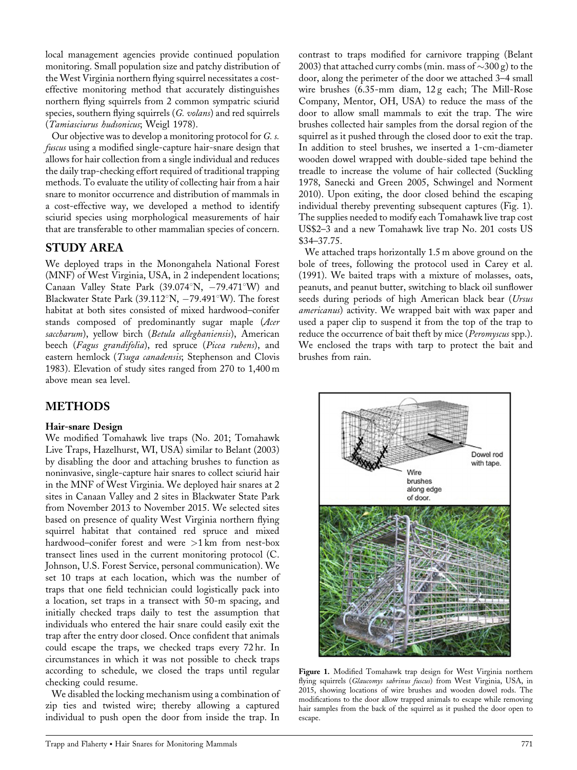local management agencies provide continued population monitoring. Small population size and patchy distribution of the West Virginia northern flying squirrel necessitates a cost-effective monitoring method that accurately distinguishes northern flying squirrels from 2 common sympatric sciurid species, southern flying squirrels (*G. volans*) and red squirrels (*Tamiasciurus hudsonicus*; Weigl 1978).

Our objective was to develop a monitoring protocol for *G. s. fuscus* using a modified single-capture hair-snare design that allows for hair collection from a single individual and reduces the daily trap-checking effort required of traditional trapping methods. To evaluate the utility of collecting hair from a hair snare to monitor occurrence and distribution of mammals in a cost-effective way, we developed a method to identify sciurid species using morphological measurements of hair that are transferable to other mammalian species of concern.

## STUDY AREA

We deployed traps in the Monongahela National Forest (MNF) of West Virginia, USA, in 2 independent locations; Canaan Valley State Park (39.074°N, −79.471°W) and Blackwater State Park (39.112°N, −79.491°W). The forest habitat at both sites consisted of mixed hardwood–conifer stands composed of predominantly sugar maple (*Acer saccharum*), yellow birch (*Betula alleghaniensis*), American beech (*Fagus grandifolia*), red spruce (*Picea rubens*), and eastern hemlock (*Tsuga canadensis*; Stephenson and Clovis 1983). Elevation of study sites ranged from 270 to 1,400 m above mean sea level.

## METHODS

### Hair-snare Design

We modified Tomahawk live traps (No. 201; Tomahawk Live Traps, Hazelhurst, WI, USA) similar to Belant (2003) by disabling the door and attaching brushes to function as noninvasive, single-capture hair snares to collect sciurid hair in the MNF of West Virginia. We deployed hair snares at 2 sites in Canaan Valley and 2 sites in Blackwater State Park from November 2013 to November 2015. We selected sites based on presence of quality West Virginia northern flying squirrel habitat that contained red spruce and mixed hardwood–conifer forest and were >1 km from nest-box transect lines used in the current monitoring protocol (C. Johnson, U.S. Forest Service, personal communication). We set 10 traps at each location, which was the number of traps that one field technician could logistically pack into a location, set traps in a transect with 50-m spacing, and initially checked traps daily to test the assumption that individuals who entered the hair snare could easily exit the trap after the entry door closed. Once confident that animals could escape the traps, we checked traps every 72 hr. In circumstances in which it was not possible to check traps according to schedule, we closed the traps until regular checking could resume.

We disabled the locking mechanism using a combination of zip ties and twisted wire; thereby allowing a captured individual to push open the door from inside the trap. In contrast to traps modified for carnivore trapping (Belant 2003) that attached curry combs (min. mass of ~300 g) to the door, along the perimeter of the door we attached 3–4 small wire brushes (6.35-mm diam, 12 g each; The Mill-Rose Company, Mentor, OH, USA) to reduce the mass of the door to allow small mammals to exit the trap. The wire brushes collected hair samples from the dorsal region of the squirrel as it pushed through the closed door to exit the trap. In addition to steel brushes, we inserted a 1-cm-diameter wooden dowel wrapped with double-sided tape behind the treadle to increase the volume of hair collected (Suckling 1978, Sanecki and Green 2005, Schwingel and Norment 2010). Upon exiting, the door closed behind the escaping individual thereby preventing subsequent captures (Fig. 1). The supplies needed to modify each Tomahawk live trap cost US$2–3 and a new Tomahawk live trap No. 201 costs US $34–37.75.

We attached traps horizontally 1.5 m above ground on the bole of trees, following the protocol used in Carey et al. (1991). We baited traps with a mixture of molasses, oats, peanuts, and peanut butter, switching to black oil sunflower seeds during periods of high American black bear (*Ursus americanus*) activity. We wrapped bait with wax paper and used a paper clip to suspend it from the top of the trap to reduce the occurrence of bait theft by mice (*Peromyscus* spp.). We enclosed the traps with tarp to protect the bait and brushes from rain.

**Figure 1.** Modified Tomahawk trap design for West Virginia northern flying squirrels (*Glaucomys sabrinus fuscus*) from West Virginia, USA, in 2015, showing locations of wire brushes and wooden dowel rods. The modifications to the door allow trapped animals to escape while removing hair samples from the back of the squirrel as it pushed the door open to escape.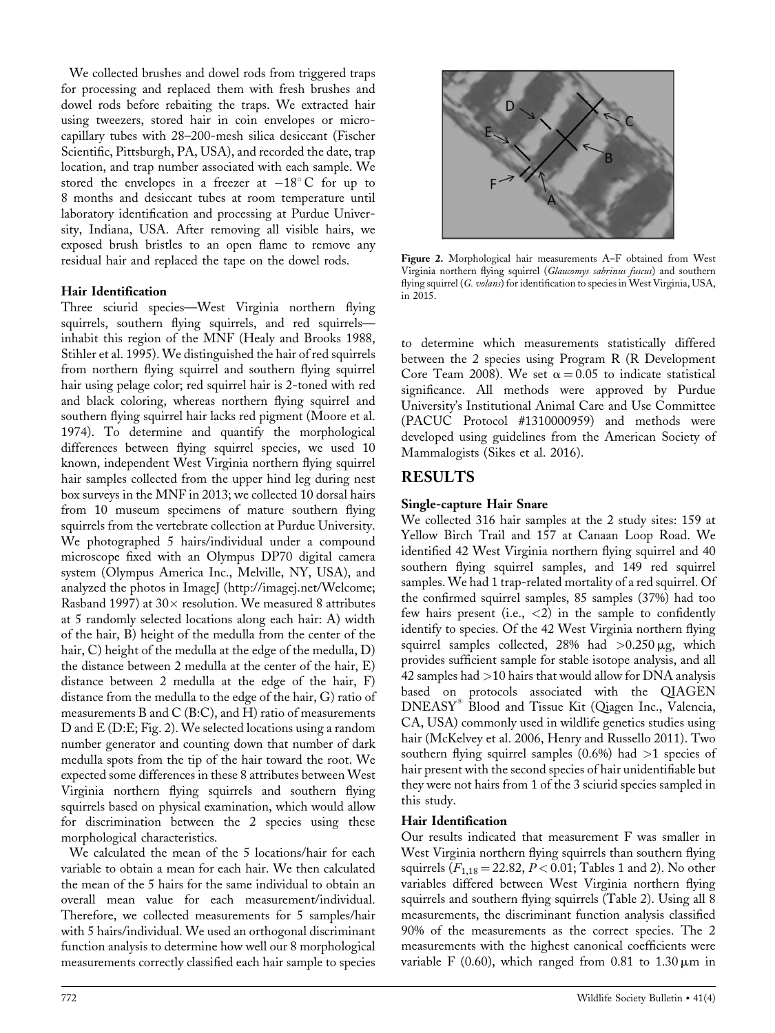We collected brushes and dowel rods from triggered traps for processing and replaced them with fresh brushes and dowel rods before rebaiting the traps. We extracted hair using tweezers, stored hair in coin envelopes or microcapillary tubes with 28–200-mesh silica desiccant (Fischer Scientific, Pittsburgh, PA, USA), and recorded the date, trap location, and trap number associated with each sample. We stored the envelopes in a freezer at $-18^{\circ}$C for up to 8 months and desiccant tubes at room temperature until laboratory identification and processing at Purdue University, Indiana, USA. After removing all visible hairs, we exposed brush bristles to an open flame to remove any residual hair and replaced the tape on the dowel rods.

### Hair Identification

Three sciurid species—West Virginia northern flying squirrels, southern flying squirrels, and red squirrels—inhabit this region of the MNF (Healy and Brooks 1988, Stihler et al. 1995). We distinguished the hair of red squirrels from northern flying squirrel and southern flying squirrel hair using pelage color; red squirrel hair is 2-toned with red and black coloring, whereas northern flying squirrel and southern flying squirrel hair lacks red pigment (Moore et al. 1974). To determine and quantify the morphological differences between flying squirrel species, we used 10 known, independent West Virginia northern flying squirrel hair samples collected from the upper hind leg during nest box surveys in the MNF in 2013; we collected 10 dorsal hairs from 10 museum specimens of mature southern flying squirrels from the vertebrate collection at Purdue University. We photographed 5 hairs/individual under a compound microscope fixed with an Olympus DP70 digital camera system (Olympus America Inc., Melville, NY, USA), and analyzed the photos in ImageJ (http://imagej.net/Welcome; Rasband 1997) at 30× resolution. We measured 8 attributes at 5 randomly selected locations along each hair: A) width of the hair, B) height of the medulla from the center of the hair, C) height of the medulla at the edge of the medulla, D) the distance between 2 medulla at the center of the hair, E) distance between 2 medulla at the edge of the hair, F) distance from the medulla to the edge of the hair, G) ratio of measurements B and C (B:C), and H) ratio of measurements D and E (D:E; Fig. 2). We selected locations using a random number generator and counting down that number of dark medulla spots from the tip of the hair toward the root. We expected some differences in these 8 attributes between West Virginia northern flying squirrels and southern flying squirrels based on physical examination, which would allow for discrimination between the 2 species using these morphological characteristics.

We calculated the mean of the 5 locations/hair for each variable to obtain a mean for each hair. We then calculated the mean of the 5 hairs for the same individual to obtain an overall mean value for each measurement/individual. Therefore, we collected measurements for 5 samples/hair with 5 hairs/individual. We used an orthogonal discriminant function analysis to determine how well our 8 morphological measurements correctly classified each hair sample to species to determine which measurements statistically differed between the 2 species using Program R (R Development Core Team 2008). We set $\alpha = 0.05$ to indicate statistical significance. All methods were approved by Purdue University's Institutional Animal Care and Use Committee (PACUC Protocol #1310000959) and methods were developed using guidelines from the American Society of Mammalogists (Sikes et al. 2016).

**Figure 2.** Morphological hair measurements A–F obtained from West Virginia northern flying squirrel (*Glaucomys sabrinus fuscus*) and southern flying squirrel (*G. volans*) for identification to species in West Virginia, USA, in 2015.

## RESULTS

### Single-capture Hair Snare

We collected 316 hair samples at the 2 study sites: 159 at Yellow Birch Trail and 157 at Canaan Loop Road. We identified 42 West Virginia northern flying squirrel and 40 southern flying squirrel samples, and 149 red squirrel samples. We had 1 trap-related mortality of a red squirrel. Of the confirmed squirrel samples, 85 samples (37%) had too few hairs present (i.e., <2) in the sample to confidently identify to species. Of the 42 West Virginia northern flying squirrel samples collected, 28% had >0.250 μg, which provides sufficient sample for stable isotope analysis, and all 42 samples had >10 hairs that would allow for DNA analysis based on protocols associated with the QIAGEN DNEASY® Blood and Tissue Kit (Qiagen Inc., Valencia, CA, USA) commonly used in wildlife genetics studies using hair (McKelvey et al. 2006, Henry and Russello 2011). Two southern flying squirrel samples (0.6%) had >1 species of hair present with the second species of hair unidentifiable but they were not hairs from 1 of the 3 sciurid species sampled in this study.

### Hair Identification

Our results indicated that measurement F was smaller in West Virginia northern flying squirrels than southern flying squirrels ($F_{1,18} = 22.82$, $P < 0.01$; Tables 1 and 2). No other variables differed between West Virginia northern flying squirrels and southern flying squirrels (Table 2). Using all 8 measurements, the discriminant function analysis classified 90% of the measurements as the correct species. The 2 measurements with the highest canonical coefficients were variable F (0.60), which ranged from 0.81 to 1.30 μm in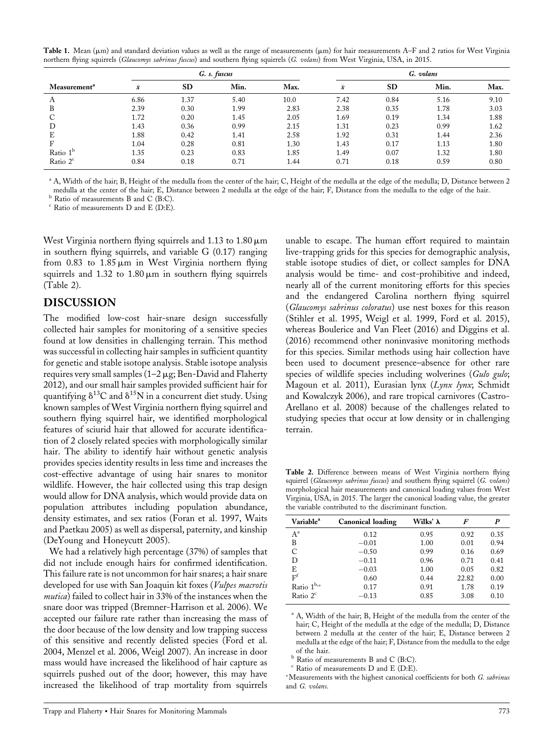**Table 1.** Mean (μm) and standard deviation values as well as the range of measurements (μm) for hair measurements A–F and 2 ratios for West Virginia northern flying squirrels (*Glaucomys sabrinus fuscus*) and southern flying squirrels (*G. volans*) from West Virginia, USA, in 2015.

| Measurement[a] | *G. s. fuscus* | | | | *G. volans* | | | |
|---|---|---|---|---|---|---|---|---|
| | $\bar{x}$ | SD | Min. | Max. | $\bar{x}$ | SD | Min. | Max. |
| A | 6.86 | 1.37 | 5.40 | 10.0 | 7.42 | 0.84 | 5.16 | 9.10 |
| B | 2.39 | 0.30 | 1.99 | 2.83 | 2.38 | 0.35 | 1.78 | 3.03 |
| C | 1.72 | 0.20 | 1.45 | 2.05 | 1.69 | 0.19 | 1.34 | 1.88 |
| D | 1.43 | 0.36 | 0.99 | 2.15 | 1.31 | 0.23 | 0.99 | 1.62 |
| E | 1.88 | 0.42 | 1.41 | 2.58 | 1.92 | 0.31 | 1.44 | 2.36 |
| F | 1.04 | 0.28 | 0.81 | 1.30 | 1.43 | 0.17 | 1.13 | 1.80 |
| Ratio 1[b] | 1.35 | 0.23 | 0.83 | 1.85 | 1.49 | 0.07 | 1.32 | 1.80 |
| Ratio 2[c] | 0.84 | 0.18 | 0.71 | 1.44 | 0.71 | 0.18 | 0.59 | 0.80 |

[a] A, Width of the hair; B, Height of the medulla from the center of the hair; C, Height of the medulla at the edge of the medulla; D, Distance between 2 medulla at the center of the hair; E, Distance between 2 medulla at the edge of the hair; F, Distance from the medulla to the edge of the hair.
[b] Ratio of measurements B and C (B:C).
[c] Ratio of measurements D and E (D:E).

West Virginia northern flying squirrels and 1.13 to 1.80 μm in southern flying squirrels, and variable G (0.17) ranging from 0.83 to 1.85 μm in West Virginia northern flying squirrels and 1.32 to 1.80 μm in southern flying squirrels (Table 2).

## DISCUSSION

The modified low-cost hair-snare design successfully collected hair samples for monitoring of a sensitive species found at low densities in challenging terrain. This method was successful in collecting hair samples in sufficient quantity for genetic and stable isotope analysis. Stable isotope analysis requires very small samples (1–2 μg; Ben-David and Flaherty 2012), and our small hair samples provided sufficient hair for quantifying $\delta^{13}C$ and $\delta^{15}N$ in a concurrent diet study. Using known samples of West Virginia northern flying squirrel and southern flying squirrel hair, we identified morphological features of sciurid hair that allowed for accurate identification of 2 closely related species with morphologically similar hair. The ability to identify hair without genetic analysis provides species identity results in less time and increases the cost-effective advantage of using hair snares to monitor wildlife. However, the hair collected using this trap design would allow for DNA analysis, which would provide data on population attributes including population abundance, density estimates, and sex ratios (Foran et al. 1997, Waits and Paetkau 2005) as well as dispersal, paternity, and kinship (DeYoung and Honeycutt 2005).

We had a relatively high percentage (37%) of samples that did not include enough hairs for confirmed identification. This failure rate is not uncommon for hair snares; a hair snare developed for use with San Joaquin kit foxes (*Vulpes macrotis mutica*) failed to collect hair in 33% of the instances when the snare door was tripped (Bremner-Harrison et al. 2006). We accepted our failure rate rather than increasing the mass of the door because of the low density and low trapping success of this sensitive and recently delisted species (Ford et al. 2004, Menzel et al. 2006, Weigl 2007). An increase in door mass would have increased the likelihood of hair capture as squirrels pushed out of the door; however, this may have increased the likelihood of trap mortality from squirrels unable to escape. The human effort required to maintain live-trapping grids for this species for demographic analysis, stable isotope studies of diet, or collect samples for DNA analysis would be time- and cost-prohibitive and indeed, nearly all of the current monitoring efforts for this species and the endangered Carolina northern flying squirrel (*Glaucomys sabrinus coloratus*) use nest boxes for this reason (Stihler et al. 1995, Weigl et al. 1999, Ford et al. 2015), whereas Boulerice and Van Fleet (2016) and Diggins et al. (2016) recommend other noninvasive monitoring methods for this species. Similar methods using hair collection have been used to document presence–absence for other rare species of wildlife species including wolverines (*Gulo gulo*; Magoun et al. 2011), Eurasian lynx (*Lynx lynx*; Schmidt and Kowalczyk 2006), and rare tropical carnivores (Castro-Arellano et al. 2008) because of the challenges related to studying species that occur at low density or in challenging terrain.

**Table 2.** Difference between means of West Virginia northern flying squirrel (*Glaucomys sabrinus fuscus*) and southern flying squirrel (*G. volans*) morphological hair measurements and canonical loading values from West Virginia, USA, in 2015. The larger the canonical loading value, the greater the variable contributed to the discriminant function.

| Variable[a] | Canonical loading | Wilks' λ | *F* | *P* |
|---|---|---|---|---|
| A[a] | 0.12 | 0.95 | 0.92 | 0.35 |
| B | −0.01 | 1.00 | 0.01 | 0.94 |
| C | −0.50 | 0.99 | 0.16 | 0.69 |
| D | −0.11 | 0.96 | 0.71 | 0.41 |
| E | −0.03 | 1.00 | 0.05 | 0.82 |
| F[f] | 0.60 | 0.44 | 22.82 | 0.00 |
| Ratio 1[b,*] | 0.17 | 0.91 | 1.78 | 0.19 |
| Ratio 2[c] | −0.13 | 0.85 | 3.08 | 0.10 |

[a] A, Width of the hair; B, Height of the medulla from the center of the hair; C, Height of the medulla at the edge of the medulla; D, Distance between 2 medulla at the center of the hair; E, Distance between 2 medulla at the edge of the hair; F, Distance from the medulla to the edge of the hair.
[b] Ratio of measurements B and C (B:C).
[c] Ratio of measurements D and E (D:E).
[*] Measurements with the highest canonical coefficients for both *G. sabrinus* and *G. volans*.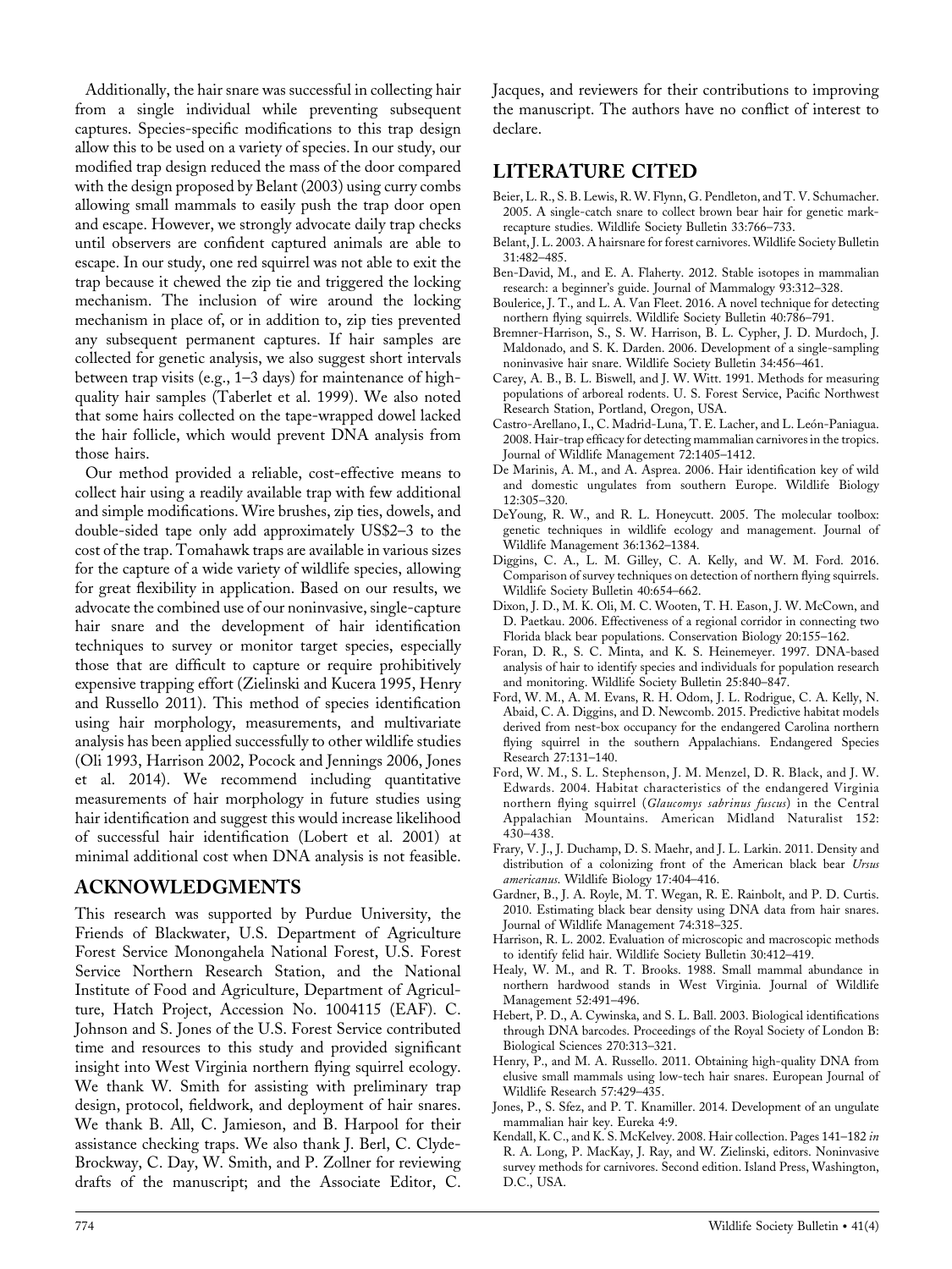Additionally, the hair snare was successful in collecting hair from a single individual while preventing subsequent captures. Species-specific modifications to this trap design allow this to be used on a variety of species. In our study, our modified trap design reduced the mass of the door compared with the design proposed by Belant (2003) using curry combs allowing small mammals to easily push the trap door open and escape. However, we strongly advocate daily trap checks until observers are confident captured animals are able to escape. In our study, one red squirrel was not able to exit the trap because it chewed the zip tie and triggered the locking mechanism. The inclusion of wire around the locking mechanism in place of, or in addition to, zip ties prevented any subsequent permanent captures. If hair samples are collected for genetic analysis, we also suggest short intervals between trap visits (e.g., 1–3 days) for maintenance of high-quality hair samples (Taberlet et al. 1999). We also noted that some hairs collected on the tape-wrapped dowel lacked the hair follicle, which would prevent DNA analysis from those hairs.

Our method provided a reliable, cost-effective means to collect hair using a readily available trap with few additional and simple modifications. Wire brushes, zip ties, dowels, and double-sided tape only add approximately US$2–3 to the cost of the trap. Tomahawk traps are available in various sizes for the capture of a wide variety of wildlife species, allowing for great flexibility in application. Based on our results, we advocate the combined use of our noninvasive, single-capture hair snare and the development of hair identification techniques to survey or monitor target species, especially those that are difficult to capture or require prohibitively expensive trapping effort (Zielinski and Kucera 1995, Henry and Russello 2011). This method of species identification using hair morphology, measurements, and multivariate analysis has been applied successfully to other wildlife studies (Oli 1993, Harrison 2002, Pocock and Jennings 2006, Jones et al. 2014). We recommend including quantitative measurements of hair morphology in future studies using hair identification and suggest this would increase likelihood of successful hair identification (Lobert et al. 2001) at minimal additional cost when DNA analysis is not feasible.

## ACKNOWLEDGMENTS

This research was supported by Purdue University, the Friends of Blackwater, U.S. Department of Agriculture Forest Service Monongahela National Forest, U.S. Forest Service Northern Research Station, and the National Institute of Food and Agriculture, Department of Agriculture, Hatch Project, Accession No. 1004115 (EAF). C. Johnson and S. Jones of the U.S. Forest Service contributed time and resources to this study and provided significant insight into West Virginia northern flying squirrel ecology. We thank W. Smith for assisting with preliminary trap design, protocol, fieldwork, and deployment of hair snares. We thank B. All, C. Jamieson, and B. Harpool for their assistance checking traps. We also thank J. Berl, C. Clyde-Brockway, C. Day, W. Smith, and P. Zollner for reviewing drafts of the manuscript; and the Associate Editor, C. Jacques, and reviewers for their contributions to improving the manuscript. The authors have no conflict of interest to declare.

## LITERATURE CITED

Beier, L. R., S. B. Lewis, R. W. Flynn, G. Pendleton, and T. V. Schumacher. 2005. A single-catch snare to collect brown bear hair for genetic mark-recapture studies. Wildlife Society Bulletin 33:766–733.

Belant, J. L. 2003. A hairsnare for forest carnivores. Wildlife Society Bulletin 31:482–485.

Ben-David, M., and E. A. Flaherty. 2012. Stable isotopes in mammalian research: a beginner's guide. Journal of Mammalogy 93:312–328.

Boulerice, J. T., and L. A. Van Fleet. 2016. A novel technique for detecting northern flying squirrels. Wildlife Society Bulletin 40:786–791.

Bremner-Harrison, S., S. W. Harrison, B. L. Cypher, J. D. Murdoch, J. Maldonado, and S. K. Darden. 2006. Development of a single-sampling noninvasive hair snare. Wildlife Society Bulletin 34:456–461.

Carey, A. B., B. L. Biswell, and J. W. Witt. 1991. Methods for measuring populations of arboreal rodents. U. S. Forest Service, Pacific Northwest Research Station, Portland, Oregon, USA.

Castro-Arellano, I., C. Madrid-Luna, T. E. Lacher, and L. León-Paniagua. 2008. Hair-trap efficacy for detecting mammalian carnivores in the tropics. Journal of Wildlife Management 72:1405–1412.

De Marinis, A. M., and A. Asprea. 2006. Hair identification key of wild and domestic ungulates from southern Europe. Wildlife Biology 12:305–320.

DeYoung, R. W., and R. L. Honeycutt. 2005. The molecular toolbox: genetic techniques in wildlife ecology and management. Journal of Wildlife Management 36:1362–1384.

Diggins, C. A., L. M. Gilley, C. A. Kelly, and W. M. Ford. 2016. Comparison of survey techniques on detection of northern flying squirrels. Wildlife Society Bulletin 40:654–662.

Dixon, J. D., M. K. Oli, M. C. Wooten, T. H. Eason, J. W. McCown, and D. Paetkau. 2006. Effectiveness of a regional corridor in connecting two Florida black bear populations. Conservation Biology 20:155–162.

Foran, D. R., S. C. Minta, and K. S. Heinemeyer. 1997. DNA-based analysis of hair to identify species and individuals for population research and monitoring. Wildlife Society Bulletin 25:840–847.

Ford, W. M., A. M. Evans, R. H. Odom, J. L. Rodrigue, C. A. Kelly, N. Abaid, C. A. Diggins, and D. Newcomb. 2015. Predictive habitat models derived from nest-box occupancy for the endangered Carolina northern flying squirrel in the southern Appalachians. Endangered Species Research 27:131–140.

Ford, W. M., S. L. Stephenson, J. M. Menzel, D. R. Black, and J. W. Edwards. 2004. Habitat characteristics of the endangered Virginia northern flying squirrel (*Glaucomys sabrinus fuscus*) in the Central Appalachian Mountains. American Midland Naturalist 152: 430–438.

Frary, V. J., J. Duchamp, D. S. Maehr, and J. L. Larkin. 2011. Density and distribution of a colonizing front of the American black bear *Ursus americanus*. Wildlife Biology 17:404–416.

Gardner, B., J. A. Royle, M. T. Wegan, R. E. Rainbolt, and P. D. Curtis. 2010. Estimating black bear density using DNA data from hair snares. Journal of Wildlife Management 74:318–325.

Harrison, R. L. 2002. Evaluation of microscopic and macroscopic methods to identify felid hair. Wildlife Society Bulletin 30:412–419.

Healy, W. M., and R. T. Brooks. 1988. Small mammal abundance in northern hardwood stands in West Virginia. Journal of Wildlife Management 52:491–496.

Hebert, P. D., A. Cywinska, and S. L. Ball. 2003. Biological identifications through DNA barcodes. Proceedings of the Royal Society of London B: Biological Sciences 270:313–321.

Henry, P., and M. A. Russello. 2011. Obtaining high-quality DNA from elusive small mammals using low-tech hair snares. European Journal of Wildlife Research 57:429–435.

Jones, P., S. Sfez, and P. T. Knamiller. 2014. Development of an ungulate mammalian hair key. Eureka 4:9.

Kendall, K. C., and K. S. McKelvey. 2008. Hair collection. Pages 141–182 *in* R. A. Long, P. MacKay, J. Ray, and W. Zielinski, editors. Noninvasive survey methods for carnivores. Second edition. Island Press, Washington, D.C., USA.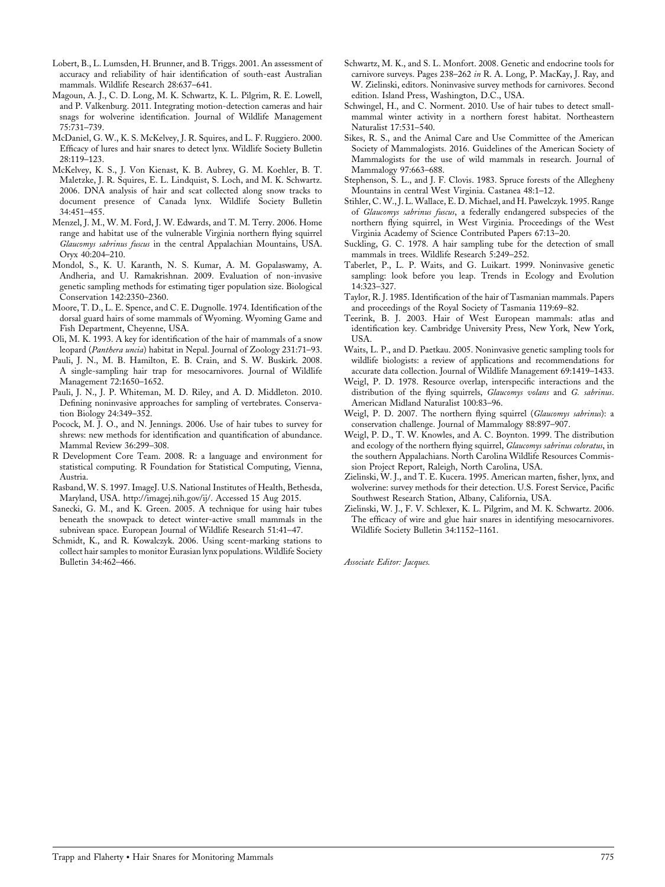Lobert, B., L. Lumsden, H. Brunner, and B. Triggs. 2001. An assessment of accuracy and reliability of hair identification of south-east Australian mammals. Wildlife Research 28:637–641.

Magoun, A. J., C. D. Long, M. K. Schwartz, K. L. Pilgrim, R. E. Lowell, and P. Valkenburg. 2011. Integrating motion-detection cameras and hair snags for wolverine identification. Journal of Wildlife Management 75:731–739.

McDaniel, G. W., K. S. McKelvey, J. R. Squires, and L. F. Ruggiero. 2000. Efficacy of lures and hair snares to detect lynx. Wildlife Society Bulletin 28:119–123.

McKelvey, K. S., J. Von Kienast, K. B. Aubrey, G. M. Koehler, B. T. Maletzke, J. R. Squires, E. L. Lindquist, S. Loch, and M. K. Schwartz. 2006. DNA analysis of hair and scat collected along snow tracks to document presence of Canada lynx. Wildlife Society Bulletin 34:451–455.

Menzel, J. M., W. M. Ford, J. W. Edwards, and T. M. Terry. 2006. Home range and habitat use of the vulnerable Virginia northern flying squirrel *Glaucomys sabrinus fuscus* in the central Appalachian Mountains, USA. Oryx 40:204–210.

Mondol, S., K. U. Karanth, N. S. Kumar, A. M. Gopalaswamy, A. Andheria, and U. Ramakrishnan. 2009. Evaluation of non-invasive genetic sampling methods for estimating tiger population size. Biological Conservation 142:2350–2360.

Moore, T. D., L. E. Spence, and C. E. Dugnolle. 1974. Identification of the dorsal guard hairs of some mammals of Wyoming. Wyoming Game and Fish Department, Cheyenne, USA.

Oli, M. K. 1993. A key for identification of the hair of mammals of a snow leopard (*Panthera uncia*) habitat in Nepal. Journal of Zoology 231:71–93.

Pauli, J. N., M. B. Hamilton, E. B. Crain, and S. W. Buskirk. 2008. A single-sampling hair trap for mesocarnivores. Journal of Wildlife Management 72:1650–1652.

Pauli, J. N., J. P. Whiteman, M. D. Riley, and A. D. Middleton. 2010. Defining noninvasive approaches for sampling of vertebrates. Conservation Biology 24:349–352.

Pocock, M. J. O., and N. Jennings. 2006. Use of hair tubes to survey for shrews: new methods for identification and quantification of abundance. Mammal Review 36:299–308.

R Development Core Team. 2008. R: a language and environment for statistical computing. R Foundation for Statistical Computing, Vienna, Austria.

Rasband, W. S. 1997. ImageJ. U.S. National Institutes of Health, Bethesda, Maryland, USA. http://imagej.nih.gov/ij/. Accessed 15 Aug 2015.

Sanecki, G. M., and K. Green. 2005. A technique for using hair tubes beneath the snowpack to detect winter-active small mammals in the subnivean space. European Journal of Wildlife Research 51:41–47.

Schmidt, K., and R. Kowalczyk. 2006. Using scent-marking stations to collect hair samples to monitor Eurasian lynx populations. Wildlife Society Bulletin 34:462–466.

Schwartz, M. K., and S. L. Monfort. 2008. Genetic and endocrine tools for carnivore surveys. Pages 238–262 *in* R. A. Long, P. MacKay, J. Ray, and W. Zielinski, editors. Noninvasive survey methods for carnivores. Second edition. Island Press, Washington, D.C., USA.

Schwingel, H., and C. Norment. 2010. Use of hair tubes to detect small-mammal winter activity in a northern forest habitat. Northeastern Naturalist 17:531–540.

Sikes, R. S., and the Animal Care and Use Committee of the American Society of Mammalogists. 2016. Guidelines of the American Society of Mammalogists for the use of wild mammals in research. Journal of Mammalogy 97:663–688.

Stephenson, S. L., and J. F. Clovis. 1983. Spruce forests of the Allegheny Mountains in central West Virginia. Castanea 48:1–12.

Stihler, C. W., J. L. Wallace, E. D. Michael, and H. Pawelczyk. 1995. Range of *Glaucomys sabrinus fuscus*, a federally endangered subspecies of the northern flying squirrel, in West Virginia. Proceedings of the West Virginia Academy of Science Contributed Papers 67:13–20.

Suckling, G. C. 1978. A hair sampling tube for the detection of small mammals in trees. Wildlife Research 5:249–252.

Taberlet, P., L. P. Waits, and G. Luikart. 1999. Noninvasive genetic sampling: look before you leap. Trends in Ecology and Evolution 14:323–327.

Taylor, R. J. 1985. Identification of the hair of Tasmanian mammals. Papers and proceedings of the Royal Society of Tasmania 119:69–82.

Teerink, B. J. 2003. Hair of West European mammals: atlas and identification key. Cambridge University Press, New York, New York, USA.

Waits, L. P., and D. Paetkau. 2005. Noninvasive genetic sampling tools for wildlife biologists: a review of applications and recommendations for accurate data collection. Journal of Wildlife Management 69:1419–1433.

Weigl, P. D. 1978. Resource overlap, interspecific interactions and the distribution of the flying squirrels, *Glaucomys volans* and *G. sabrinus*. American Midland Naturalist 100:83–96.

Weigl, P. D. 2007. The northern flying squirrel (*Glaucomys sabrinus*): a conservation challenge. Journal of Mammalogy 88:897–907.

Weigl, P. D., T. W. Knowles, and A. C. Boynton. 1999. The distribution and ecology of the northern flying squirrel, *Glaucomys sabrinus coloratus*, in the southern Appalachians. North Carolina Wildlife Resources Commission Project Report, Raleigh, North Carolina, USA.

Zielinski, W. J., and T. E. Kucera. 1995. American marten, fisher, lynx, and wolverine: survey methods for their detection. U.S. Forest Service, Pacific Southwest Research Station, Albany, California, USA.

Zielinski, W. J., F. V. Schlexer, K. L. Pilgrim, and M. K. Schwartz. 2006. The efficacy of wire and glue hair snares in identifying mesocarnivores. Wildlife Society Bulletin 34:1152–1161.

*Associate Editor: Jacques.*